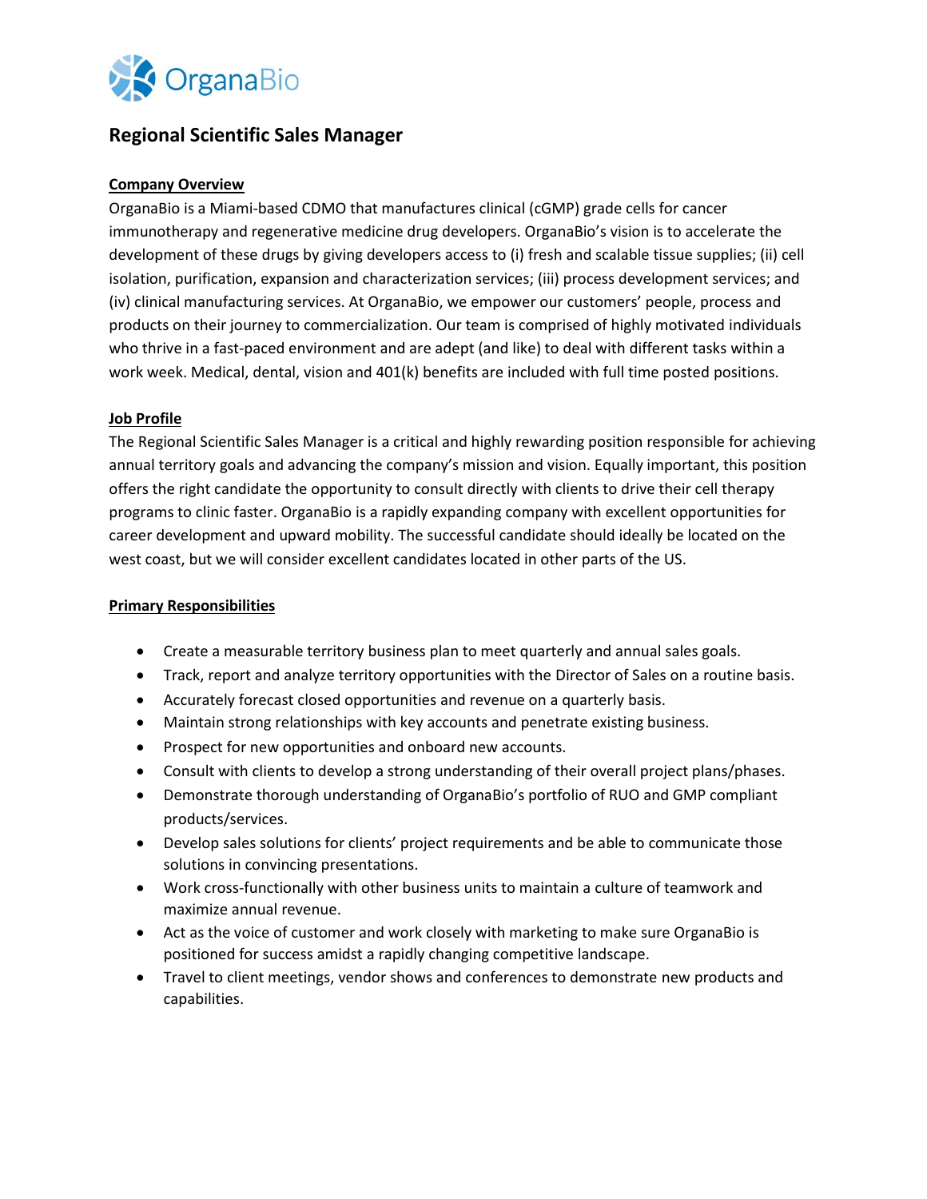OrganaBio

# Regional Scientific Sales Manager

## Company Overview

OrganaBio is a Miami-based CDMO that manufactures clinical (cGMP) grade cells for cancer immunotherapy and regenerative medicine drug developers. OrganaBio's vision is to accelerate the development of these drugs by giving developers access to (i) fresh and scalable tissue supplies; (ii) cell isolation, purification, expansion and characterization services; (iii) process development services; and (iv) clinical manufacturing services. At OrganaBio, we empower our customers' people, process and products on their journey to commercialization. Our team is comprised of highly motivated individuals who thrive in a fast-paced environment and are adept (and like) to deal with different tasks within a work week. Medical, dental, vision and 401(k) benefits are included with full time posted positions.

## Job Profile

The Regional Scientific Sales Manager is a critical and highly rewarding position responsible for achieving annual territory goals and advancing the company's mission and vision. Equally important, this position offers the right candidate the opportunity to consult directly with clients to drive their cell therapy programs to clinic faster. OrganaBio is a rapidly expanding company with excellent opportunities for career development and upward mobility. The successful candidate should ideally be located on the west coast, but we will consider excellent candidates located in other parts of the US.

## Primary Responsibilities

- Create a measurable territory business plan to meet quarterly and annual sales goals.
- Track, report and analyze territory opportunities with the Director of Sales on a routine basis.
- Accurately forecast closed opportunities and revenue on a quarterly basis.
- Maintain strong relationships with key accounts and penetrate existing business.
- Prospect for new opportunities and onboard new accounts.
- Consult with clients to develop a strong understanding of their overall project plans/phases.
- Demonstrate thorough understanding of OrganaBio's portfolio of RUO and GMP compliant products/services.
- Develop sales solutions for clients' project requirements and be able to communicate those solutions in convincing presentations.
- Work cross-functionally with other business units to maintain a culture of teamwork and maximize annual revenue.
- Act as the voice of customer and work closely with marketing to make sure OrganaBio is positioned for success amidst a rapidly changing competitive landscape.
- Travel to client meetings, vendor shows and conferences to demonstrate new products and capabilities.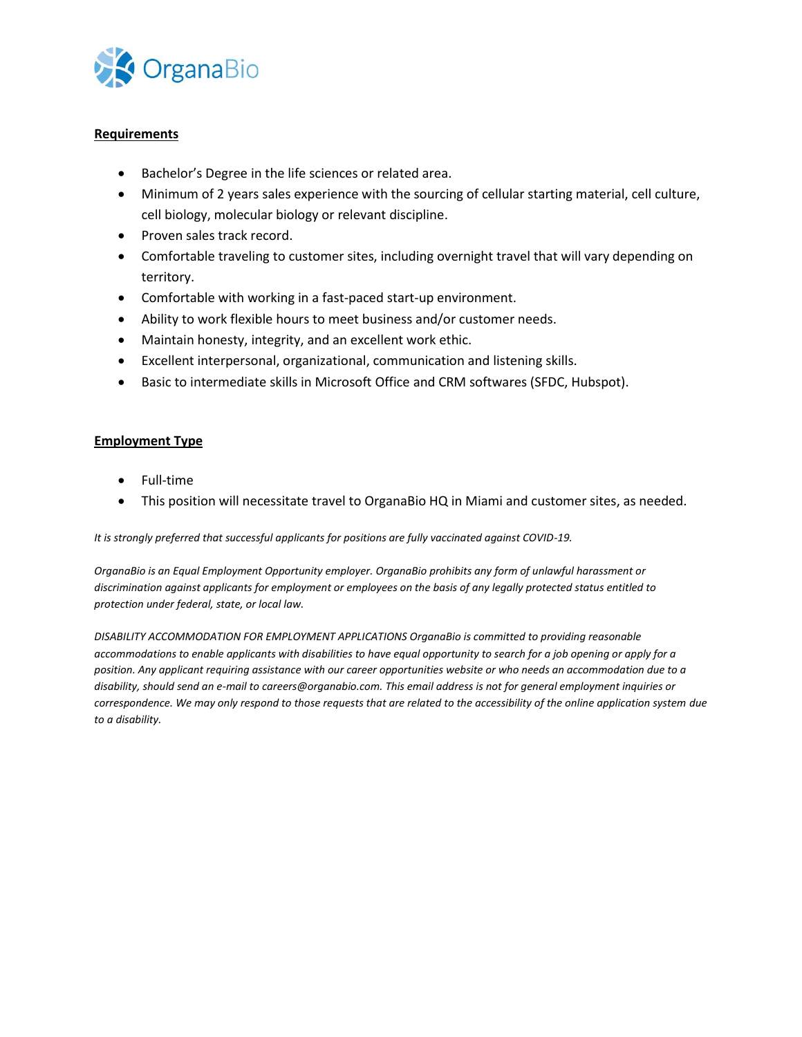## Requirements

- Bachelor's Degree in the life sciences or related area.
- Minimum of 2 years sales experience with the sourcing of cellular starting material, cell culture, cell biology, molecular biology or relevant discipline.
- Proven sales track record.
- Comfortable traveling to customer sites, including overnight travel that will vary depending on territory.
- Comfortable with working in a fast-paced start-up environment.
- Ability to work flexible hours to meet business and/or customer needs.
- Maintain honesty, integrity, and an excellent work ethic.
- Excellent interpersonal, organizational, communication and listening skills.
- Basic to intermediate skills in Microsoft Office and CRM softwares (SFDC, Hubspot).

## Employment Type

- Full-time
- This position will necessitate travel to OrganaBio HQ in Miami and customer sites, as needed.

*It is strongly preferred that successful applicants for positions are fully vaccinated against COVID-19.*

*OrganaBio is an Equal Employment Opportunity employer. OrganaBio prohibits any form of unlawful harassment or discrimination against applicants for employment or employees on the basis of any legally protected status entitled to protection under federal, state, or local law.*

*DISABILITY ACCOMMODATION FOR EMPLOYMENT APPLICATIONS OrganaBio is committed to providing reasonable accommodations to enable applicants with disabilities to have equal opportunity to search for a job opening or apply for a position. Any applicant requiring assistance with our career opportunities website or who needs an accommodation due to a disability, should send an e-mail to careers@organabio.com. This email address is not for general employment inquiries or correspondence. We may only respond to those requests that are related to the accessibility of the online application system due to a disability.*